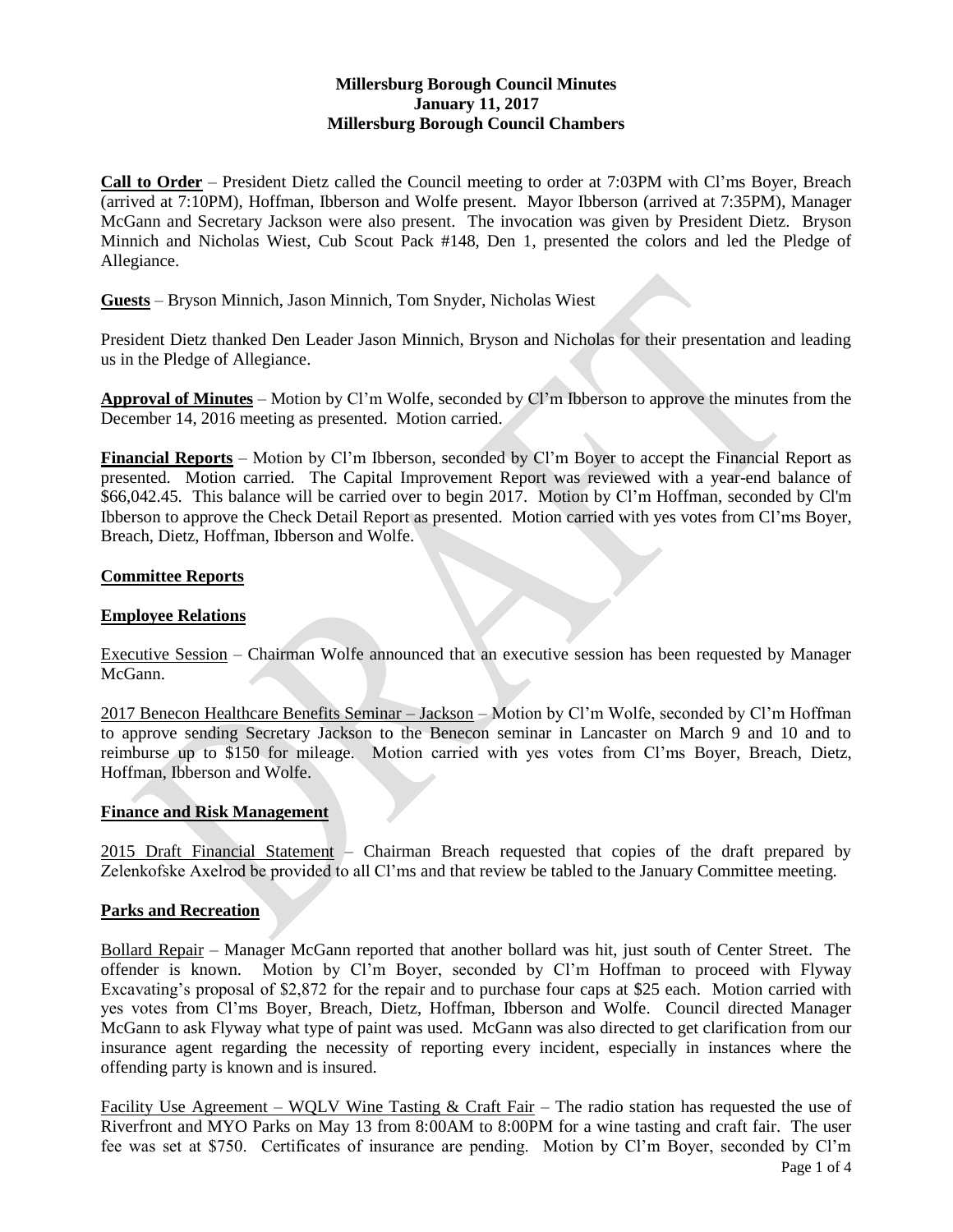**Millersburg Borough Council Minutes**
**January 11, 2017**
**Millersburg Borough Council Chambers**

**Call to Order** – President Dietz called the Council meeting to order at 7:03PM with Cl'ms Boyer, Breach (arrived at 7:10PM), Hoffman, Ibberson and Wolfe present. Mayor Ibberson (arrived at 7:35PM), Manager McGann and Secretary Jackson were also present. The invocation was given by President Dietz. Bryson Minnich and Nicholas Wiest, Cub Scout Pack #148, Den 1, presented the colors and led the Pledge of Allegiance.

**Guests** – Bryson Minnich, Jason Minnich, Tom Snyder, Nicholas Wiest

President Dietz thanked Den Leader Jason Minnich, Bryson and Nicholas for their presentation and leading us in the Pledge of Allegiance.

**Approval of Minutes** – Motion by Cl'm Wolfe, seconded by Cl'm Ibberson to approve the minutes from the December 14, 2016 meeting as presented. Motion carried.

**Financial Reports** – Motion by Cl'm Ibberson, seconded by Cl'm Boyer to accept the Financial Report as presented. Motion carried. The Capital Improvement Report was reviewed with a year-end balance of $66,042.45. This balance will be carried over to begin 2017. Motion by Cl'm Hoffman, seconded by Cl'm Ibberson to approve the Check Detail Report as presented. Motion carried with yes votes from Cl'ms Boyer, Breach, Dietz, Hoffman, Ibberson and Wolfe.

**Committee Reports**

**Employee Relations**

Executive Session – Chairman Wolfe announced that an executive session has been requested by Manager McGann.

2017 Benecon Healthcare Benefits Seminar – Jackson – Motion by Cl'm Wolfe, seconded by Cl'm Hoffman to approve sending Secretary Jackson to the Benecon seminar in Lancaster on March 9 and 10 and to reimburse up to $150 for mileage. Motion carried with yes votes from Cl'ms Boyer, Breach, Dietz, Hoffman, Ibberson and Wolfe.

**Finance and Risk Management**

2015 Draft Financial Statement – Chairman Breach requested that copies of the draft prepared by Zelenkofske Axelrod be provided to all Cl'ms and that review be tabled to the January Committee meeting.

**Parks and Recreation**

Bollard Repair – Manager McGann reported that another bollard was hit, just south of Center Street. The offender is known. Motion by Cl'm Boyer, seconded by Cl'm Hoffman to proceed with Flyway Excavating's proposal of $2,872 for the repair and to purchase four caps at $25 each. Motion carried with yes votes from Cl'ms Boyer, Breach, Dietz, Hoffman, Ibberson and Wolfe. Council directed Manager McGann to ask Flyway what type of paint was used. McGann was also directed to get clarification from our insurance agent regarding the necessity of reporting every incident, especially in instances where the offending party is known and is insured.

Facility Use Agreement – WQLV Wine Tasting & Craft Fair – The radio station has requested the use of Riverfront and MYO Parks on May 13 from 8:00AM to 8:00PM for a wine tasting and craft fair. The user fee was set at $750. Certificates of insurance are pending. Motion by Cl'm Boyer, seconded by Cl'm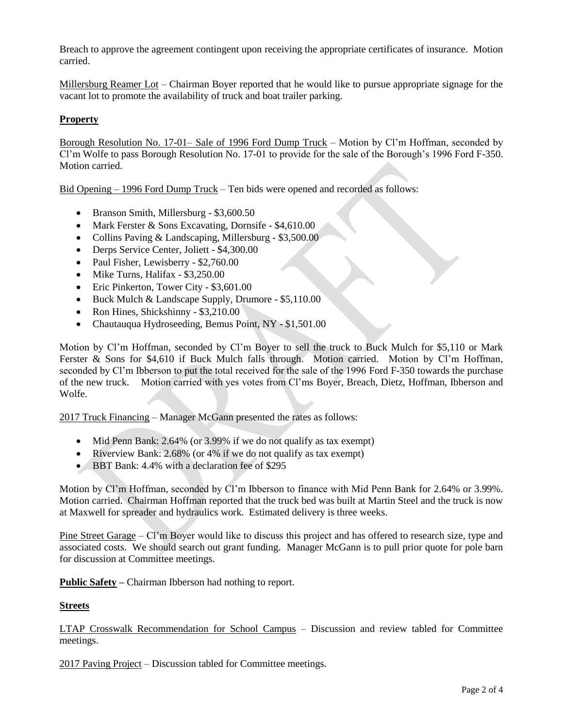Breach to approve the agreement contingent upon receiving the appropriate certificates of insurance. Motion carried.

Millersburg Reamer Lot – Chairman Boyer reported that he would like to pursue appropriate signage for the vacant lot to promote the availability of truck and boat trailer parking.

## Property

Borough Resolution No. 17-01– Sale of 1996 Ford Dump Truck – Motion by Cl'm Hoffman, seconded by Cl'm Wolfe to pass Borough Resolution No. 17-01 to provide for the sale of the Borough's 1996 Ford F-350. Motion carried.

Bid Opening – 1996 Ford Dump Truck – Ten bids were opened and recorded as follows:

- Branson Smith, Millersburg - $3,600.50
- Mark Ferster & Sons Excavating, Dornsife - $4,610.00
- Collins Paving & Landscaping, Millersburg - $3,500.00
- Derps Service Center, Joliett - $4,300.00
- Paul Fisher, Lewisberry - $2,760.00
- Mike Turns, Halifax - $3,250.00
- Eric Pinkerton, Tower City - $3,601.00
- Buck Mulch & Landscape Supply, Drumore - $5,110.00
- Ron Hines, Shickshinny - $3,210.00
- Chautauqua Hydroseeding, Bemus Point, NY - $1,501.00

Motion by Cl'm Hoffman, seconded by Cl'm Boyer to sell the truck to Buck Mulch for $5,110 or Mark Ferster & Sons for $4,610 if Buck Mulch falls through. Motion carried. Motion by Cl'm Hoffman, seconded by Cl'm Ibberson to put the total received for the sale of the 1996 Ford F-350 towards the purchase of the new truck. Motion carried with yes votes from Cl'ms Boyer, Breach, Dietz, Hoffman, Ibberson and Wolfe.

2017 Truck Financing – Manager McGann presented the rates as follows:

- Mid Penn Bank: 2.64% (or 3.99% if we do not qualify as tax exempt)
- Riverview Bank: 2.68% (or 4% if we do not qualify as tax exempt)
- BBT Bank: 4.4% with a declaration fee of $295

Motion by Cl'm Hoffman, seconded by Cl'm Ibberson to finance with Mid Penn Bank for 2.64% or 3.99%. Motion carried. Chairman Hoffman reported that the truck bed was built at Martin Steel and the truck is now at Maxwell for spreader and hydraulics work. Estimated delivery is three weeks.

Pine Street Garage – Cl'm Boyer would like to discuss this project and has offered to research size, type and associated costs. We should search out grant funding. Manager McGann is to pull prior quote for pole barn for discussion at Committee meetings.

**Public Safety –** Chairman Ibberson had nothing to report.

## Streets

LTAP Crosswalk Recommendation for School Campus – Discussion and review tabled for Committee meetings.

2017 Paving Project – Discussion tabled for Committee meetings.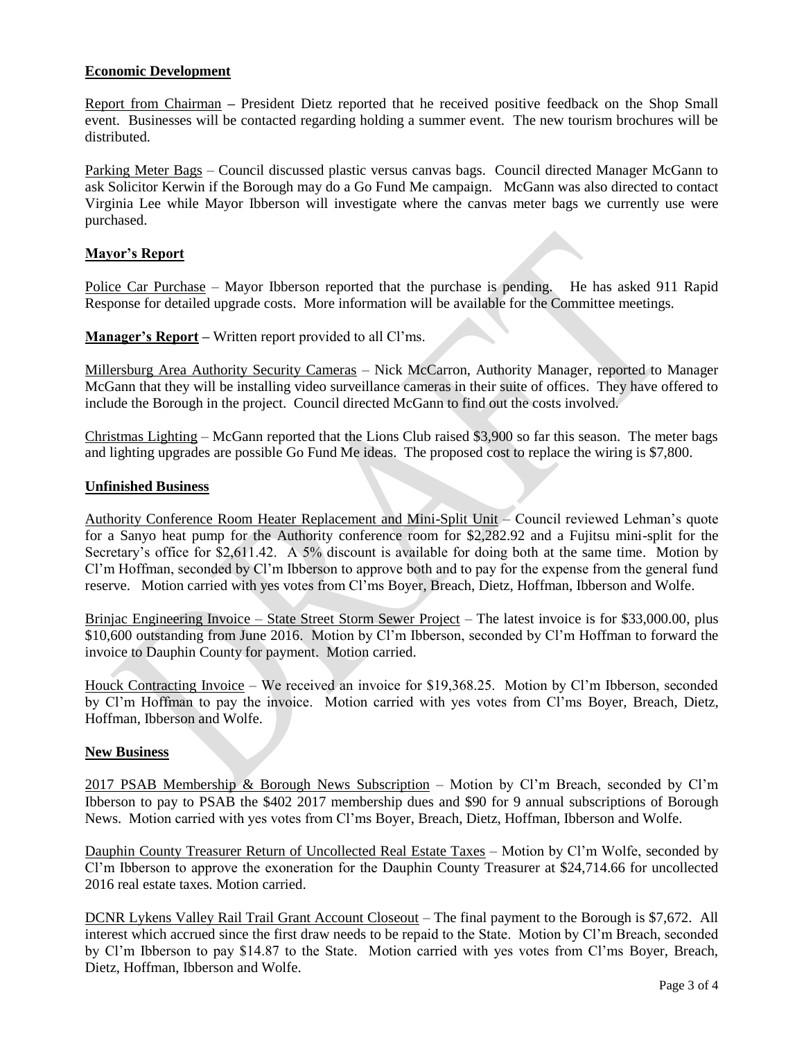**Economic Development**

Report from Chairman – President Dietz reported that he received positive feedback on the Shop Small event. Businesses will be contacted regarding holding a summer event. The new tourism brochures will be distributed.

Parking Meter Bags – Council discussed plastic versus canvas bags. Council directed Manager McGann to ask Solicitor Kerwin if the Borough may do a Go Fund Me campaign. McGann was also directed to contact Virginia Lee while Mayor Ibberson will investigate where the canvas meter bags we currently use were purchased.

**Mayor's Report**

Police Car Purchase – Mayor Ibberson reported that the purchase is pending. He has asked 911 Rapid Response for detailed upgrade costs. More information will be available for the Committee meetings.

**Manager's Report –** Written report provided to all Cl'ms.

Millersburg Area Authority Security Cameras – Nick McCarron, Authority Manager, reported to Manager McGann that they will be installing video surveillance cameras in their suite of offices. They have offered to include the Borough in the project. Council directed McGann to find out the costs involved.

Christmas Lighting – McGann reported that the Lions Club raised $3,900 so far this season. The meter bags and lighting upgrades are possible Go Fund Me ideas. The proposed cost to replace the wiring is $7,800.

**Unfinished Business**

Authority Conference Room Heater Replacement and Mini-Split Unit – Council reviewed Lehman's quote for a Sanyo heat pump for the Authority conference room for $2,282.92 and a Fujitsu mini-split for the Secretary's office for $2,611.42. A 5% discount is available for doing both at the same time. Motion by Cl'm Hoffman, seconded by Cl'm Ibberson to approve both and to pay for the expense from the general fund reserve. Motion carried with yes votes from Cl'ms Boyer, Breach, Dietz, Hoffman, Ibberson and Wolfe.

Brinjac Engineering Invoice – State Street Storm Sewer Project – The latest invoice is for $33,000.00, plus $10,600 outstanding from June 2016. Motion by Cl'm Ibberson, seconded by Cl'm Hoffman to forward the invoice to Dauphin County for payment. Motion carried.

Houck Contracting Invoice – We received an invoice for $19,368.25. Motion by Cl'm Ibberson, seconded by Cl'm Hoffman to pay the invoice. Motion carried with yes votes from Cl'ms Boyer, Breach, Dietz, Hoffman, Ibberson and Wolfe.

**New Business**

2017 PSAB Membership & Borough News Subscription – Motion by Cl'm Breach, seconded by Cl'm Ibberson to pay to PSAB the $402 2017 membership dues and $90 for 9 annual subscriptions of Borough News. Motion carried with yes votes from Cl'ms Boyer, Breach, Dietz, Hoffman, Ibberson and Wolfe.

Dauphin County Treasurer Return of Uncollected Real Estate Taxes – Motion by Cl'm Wolfe, seconded by Cl'm Ibberson to approve the exoneration for the Dauphin County Treasurer at $24,714.66 for uncollected 2016 real estate taxes. Motion carried.

DCNR Lykens Valley Rail Trail Grant Account Closeout – The final payment to the Borough is $7,672. All interest which accrued since the first draw needs to be repaid to the State. Motion by Cl'm Breach, seconded by Cl'm Ibberson to pay $14.87 to the State. Motion carried with yes votes from Cl'ms Boyer, Breach, Dietz, Hoffman, Ibberson and Wolfe.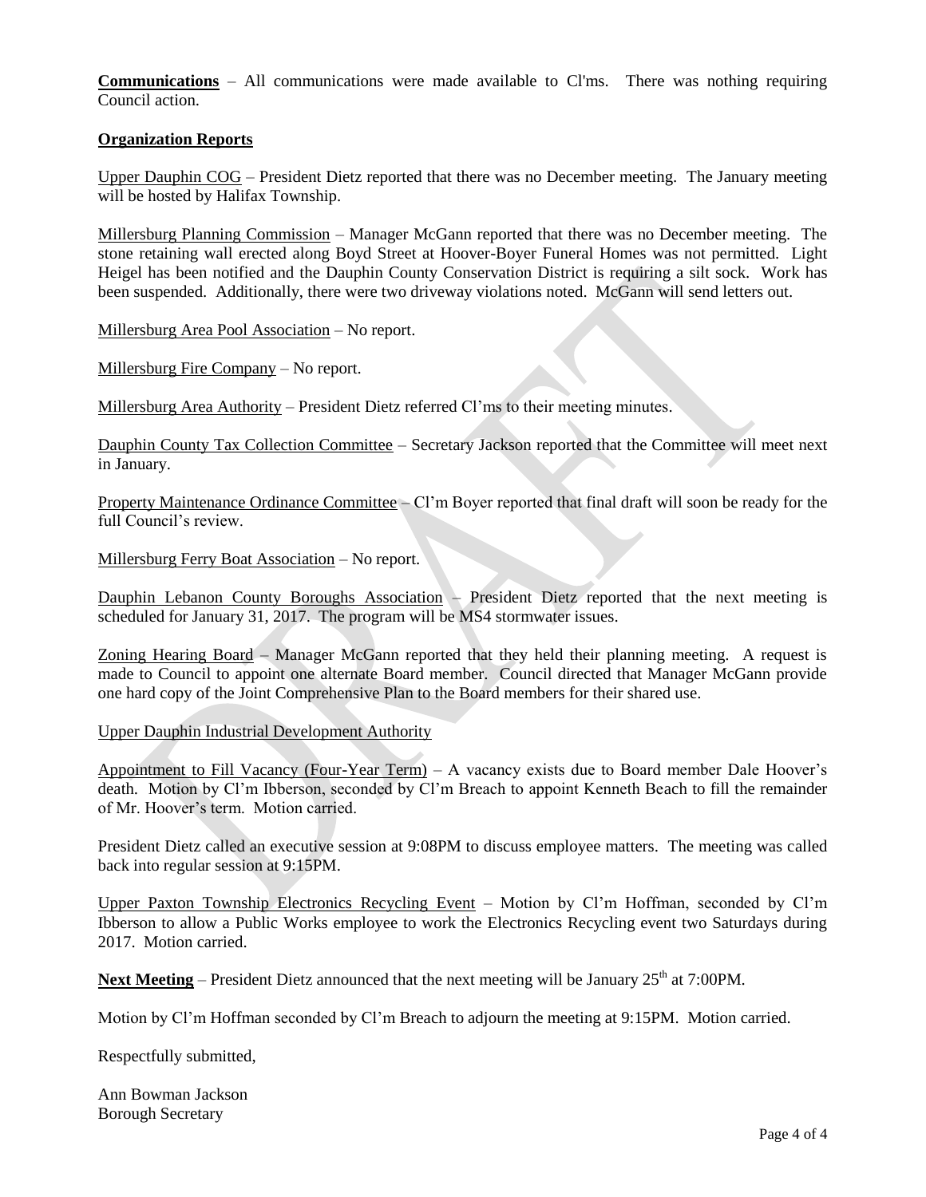**Communications** – All communications were made available to Cl'ms. There was nothing requiring Council action.

**Organization Reports**

Upper Dauphin COG – President Dietz reported that there was no December meeting. The January meeting will be hosted by Halifax Township.

Millersburg Planning Commission – Manager McGann reported that there was no December meeting. The stone retaining wall erected along Boyd Street at Hoover-Boyer Funeral Homes was not permitted. Light Heigel has been notified and the Dauphin County Conservation District is requiring a silt sock. Work has been suspended. Additionally, there were two driveway violations noted. McGann will send letters out.

Millersburg Area Pool Association – No report.

Millersburg Fire Company – No report.

Millersburg Area Authority – President Dietz referred Cl'ms to their meeting minutes.

Dauphin County Tax Collection Committee – Secretary Jackson reported that the Committee will meet next in January.

Property Maintenance Ordinance Committee – Cl'm Boyer reported that final draft will soon be ready for the full Council's review.

Millersburg Ferry Boat Association – No report.

Dauphin Lebanon County Boroughs Association – President Dietz reported that the next meeting is scheduled for January 31, 2017. The program will be MS4 stormwater issues.

Zoning Hearing Board – Manager McGann reported that they held their planning meeting. A request is made to Council to appoint one alternate Board member. Council directed that Manager McGann provide one hard copy of the Joint Comprehensive Plan to the Board members for their shared use.

Upper Dauphin Industrial Development Authority

Appointment to Fill Vacancy (Four-Year Term) – A vacancy exists due to Board member Dale Hoover's death. Motion by Cl'm Ibberson, seconded by Cl'm Breach to appoint Kenneth Beach to fill the remainder of Mr. Hoover's term. Motion carried.

President Dietz called an executive session at 9:08PM to discuss employee matters. The meeting was called back into regular session at 9:15PM.

Upper Paxton Township Electronics Recycling Event – Motion by Cl'm Hoffman, seconded by Cl'm Ibberson to allow a Public Works employee to work the Electronics Recycling event two Saturdays during 2017. Motion carried.

**Next Meeting** – President Dietz announced that the next meeting will be January 25th at 7:00PM.

Motion by Cl'm Hoffman seconded by Cl'm Breach to adjourn the meeting at 9:15PM. Motion carried.

Respectfully submitted,

Ann Bowman Jackson
Borough Secretary